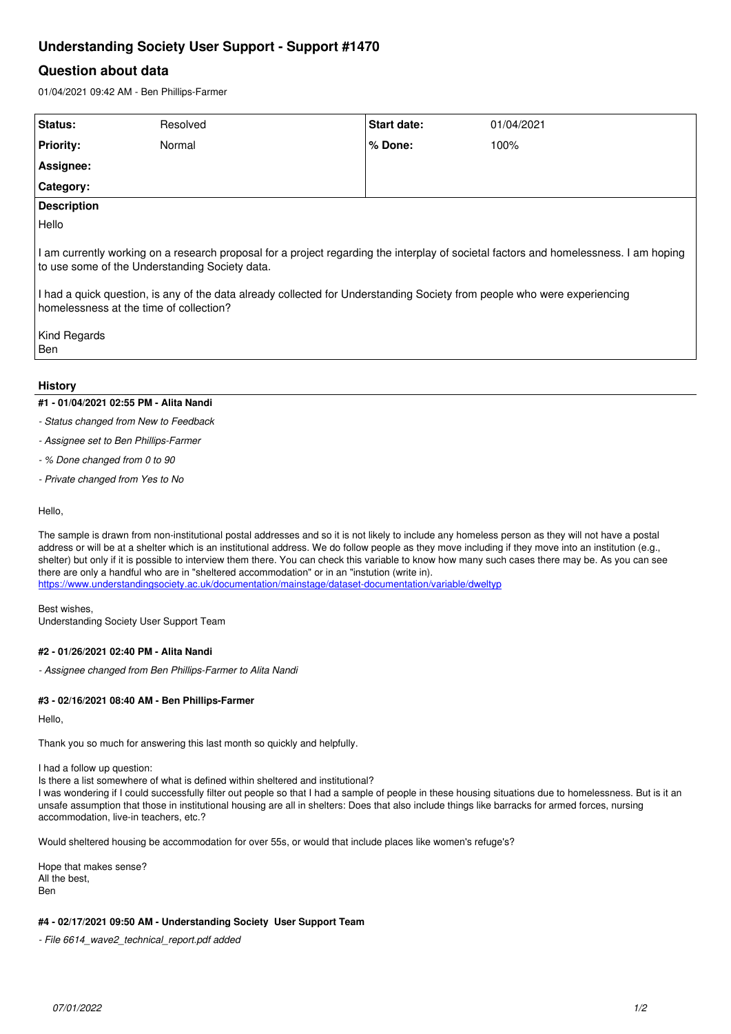# Understanding Society User Support - Support #1470

## Question about data

01/04/2021 09:42 AM - Ben Phillips-Farmer

| Status: | Resolved | Start date: | 01/04/2021 |
|---|---|---|---|
| Priority: | Normal | % Done: | 100% |
| Assignee: | | | |
| Category: | | | |

**Description**

Hello

I am currently working on a research proposal for a project regarding the interplay of societal factors and homelessness. I am hoping to use some of the Understanding Society data.

I had a quick question, is any of the data already collected for Understanding Society from people who were experiencing homelessness at the time of collection?

Kind Regards
Ben

### History

#### #1 - 01/04/2021 02:55 PM - Alita Nandi

- *Status changed from New to Feedback*
- *Assignee set to Ben Phillips-Farmer*
- *% Done changed from 0 to 90*
- *Private changed from Yes to No*

Hello,

The sample is drawn from non-institutional postal addresses and so it is not likely to include any homeless person as they will not have a postal address or will be at a shelter which is an institutional address. We do follow people as they move including if they move into an institution (e.g., shelter) but only if it is possible to interview them there. You can check this variable to know how many such cases there may be. As you can see there are only a handful who are in "sheltered accommodation" or in an "instution (write in).
https://www.understandingsociety.ac.uk/documentation/mainstage/dataset-documentation/variable/dweltyp

Best wishes,
Understanding Society User Support Team

#### #2 - 01/26/2021 02:40 PM - Alita Nandi

- *Assignee changed from Ben Phillips-Farmer to Alita Nandi*

#### #3 - 02/16/2021 08:40 AM - Ben Phillips-Farmer

Hello,

Thank you so much for answering this last month so quickly and helpfully.

I had a follow up question:
Is there a list somewhere of what is defined within sheltered and institutional?
I was wondering if I could successfully filter out people so that I had a sample of people in these housing situations due to homelessness. But is it an unsafe assumption that those in institutional housing are all in shelters: Does that also include things like barracks for armed forces, nursing accommodation, live-in teachers, etc.?

Would sheltered housing be accommodation for over 55s, or would that include places like women's refuge's?

Hope that makes sense?
All the best,
Ben

#### #4 - 02/17/2021 09:50 AM - Understanding Society User Support Team

- *File 6614_wave2_technical_report.pdf added*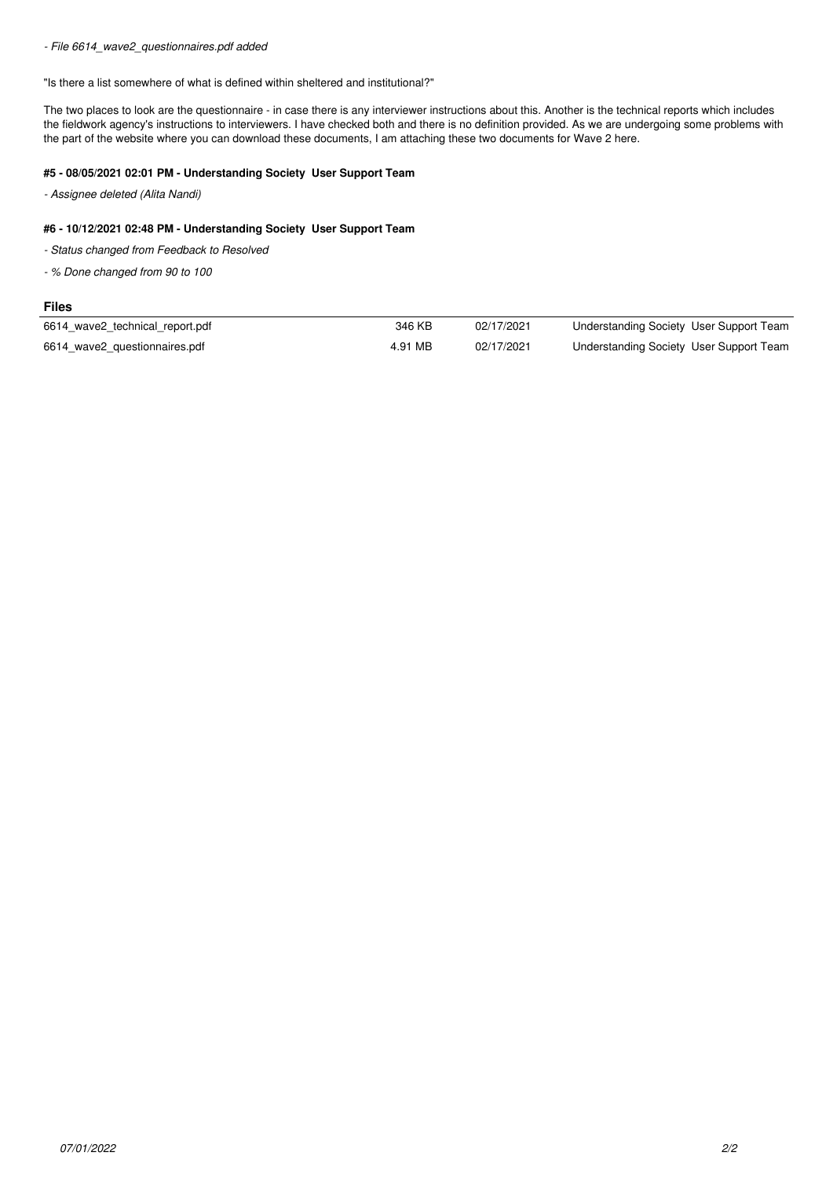*- File 6614_wave2_questionnaires.pdf added*

"Is there a list somewhere of what is defined within sheltered and institutional?"

The two places to look are the questionnaire - in case there is any interviewer instructions about this. Another is the technical reports which includes the fieldwork agency's instructions to interviewers. I have checked both and there is no definition provided. As we are undergoing some problems with the part of the website where you can download these documents, I am attaching these two documents for Wave 2 here.

#### #5 - 08/05/2021 02:01 PM - Understanding Society User Support Team

*- Assignee deleted (Alita Nandi)*

#### #6 - 10/12/2021 02:48 PM - Understanding Society User Support Team

*- Status changed from Feedback to Resolved*

*- % Done changed from 90 to 100*

### Files

| | | | |
|---|---|---|---|
| 6614_wave2_technical_report.pdf | 346 KB | 02/17/2021 | Understanding Society User Support Team |
| 6614_wave2_questionnaires.pdf | 4.91 MB | 02/17/2021 | Understanding Society User Support Team |